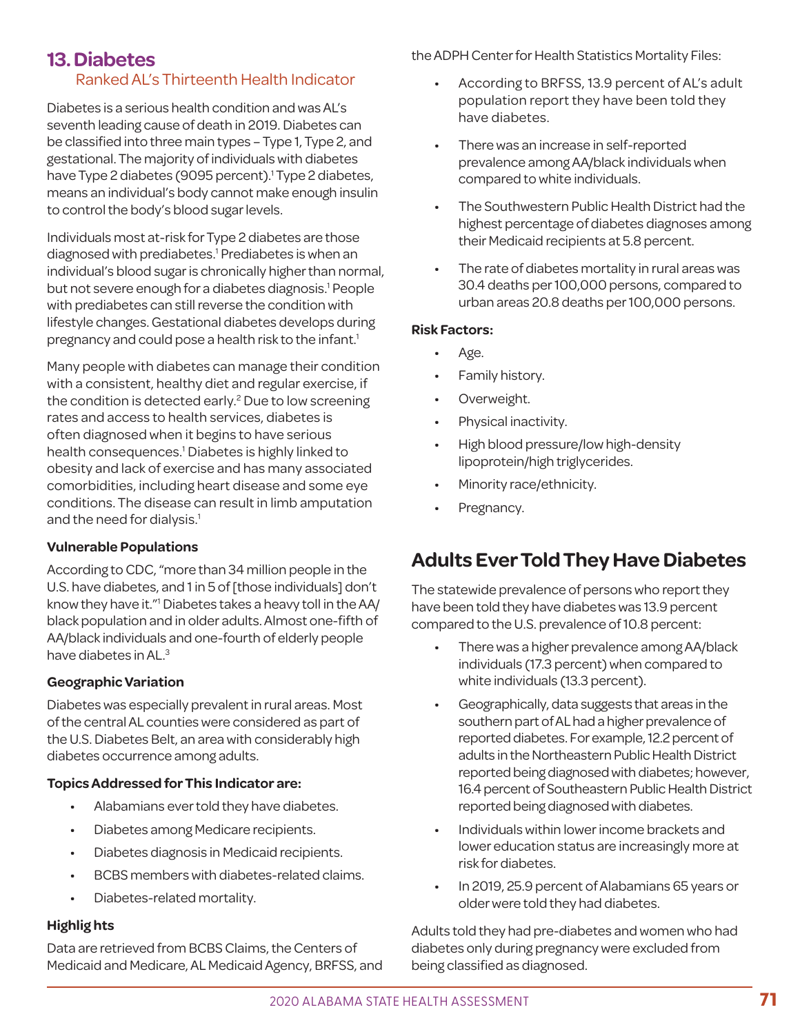## 13. Diabetes

### Ranked AL's Thirteenth Health Indicator

Diabetes is a serious health condition and was AL's seventh leading cause of death in 2019. Diabetes can be classified into three main types – Type 1, Type 2, and gestational. The majority of individuals with diabetes have Type 2 diabetes (9095 percent).[1] Type 2 diabetes, means an individual's body cannot make enough insulin to control the body's blood sugar levels.

Individuals most at-risk for Type 2 diabetes are those diagnosed with prediabetes.[1] Prediabetes is when an individual's blood sugar is chronically higher than normal, but not severe enough for a diabetes diagnosis.[1] People with prediabetes can still reverse the condition with lifestyle changes. Gestational diabetes develops during pregnancy and could pose a health risk to the infant.[1]

Many people with diabetes can manage their condition with a consistent, healthy diet and regular exercise, if the condition is detected early.[2] Due to low screening rates and access to health services, diabetes is often diagnosed when it begins to have serious health consequences.[1] Diabetes is highly linked to obesity and lack of exercise and has many associated comorbidities, including heart disease and some eye conditions. The disease can result in limb amputation and the need for dialysis.[1]

**Vulnerable Populations**

According to CDC, "more than 34 million people in the U.S. have diabetes, and 1 in 5 of [those individuals] don't know they have it."[1] Diabetes takes a heavy toll in the AA/black population and in older adults. Almost one-fifth of AA/black individuals and one-fourth of elderly people have diabetes in AL.[3]

**Geographic Variation**

Diabetes was especially prevalent in rural areas. Most of the central AL counties were considered as part of the U.S. Diabetes Belt, an area with considerably high diabetes occurrence among adults.

**Topics Addressed for This Indicator are:**

- Alabamians ever told they have diabetes.
- Diabetes among Medicare recipients.
- Diabetes diagnosis in Medicaid recipients.
- BCBS members with diabetes-related claims.
- Diabetes-related mortality.

**Highlig hts**

Data are retrieved from BCBS Claims, the Centers of Medicaid and Medicare, AL Medicaid Agency, BRFSS, and the ADPH Center for Health Statistics Mortality Files:

- According to BRFSS, 13.9 percent of AL's adult population report they have been told they have diabetes.
- There was an increase in self-reported prevalence among AA/black individuals when compared to white individuals.
- The Southwestern Public Health District had the highest percentage of diabetes diagnoses among their Medicaid recipients at 5.8 percent.
- The rate of diabetes mortality in rural areas was 30.4 deaths per 100,000 persons, compared to urban areas 20.8 deaths per 100,000 persons.

**Risk Factors:**

- Age.
- Family history.
- Overweight.
- Physical inactivity.
- High blood pressure/low high-density lipoprotein/high triglycerides.
- Minority race/ethnicity.
- Pregnancy.

## Adults Ever Told They Have Diabetes

The statewide prevalence of persons who report they have been told they have diabetes was 13.9 percent compared to the U.S. prevalence of 10.8 percent:

- There was a higher prevalence among AA/black individuals (17.3 percent) when compared to white individuals (13.3 percent).
- Geographically, data suggests that areas in the southern part of AL had a higher prevalence of reported diabetes. For example, 12.2 percent of adults in the Northeastern Public Health District reported being diagnosed with diabetes; however, 16.4 percent of Southeastern Public Health District reported being diagnosed with diabetes.
- Individuals within lower income brackets and lower education status are increasingly more at risk for diabetes.
- In 2019, 25.9 percent of Alabamians 65 years or older were told they had diabetes.

Adults told they had pre-diabetes and women who had diabetes only during pregnancy were excluded from being classified as diagnosed.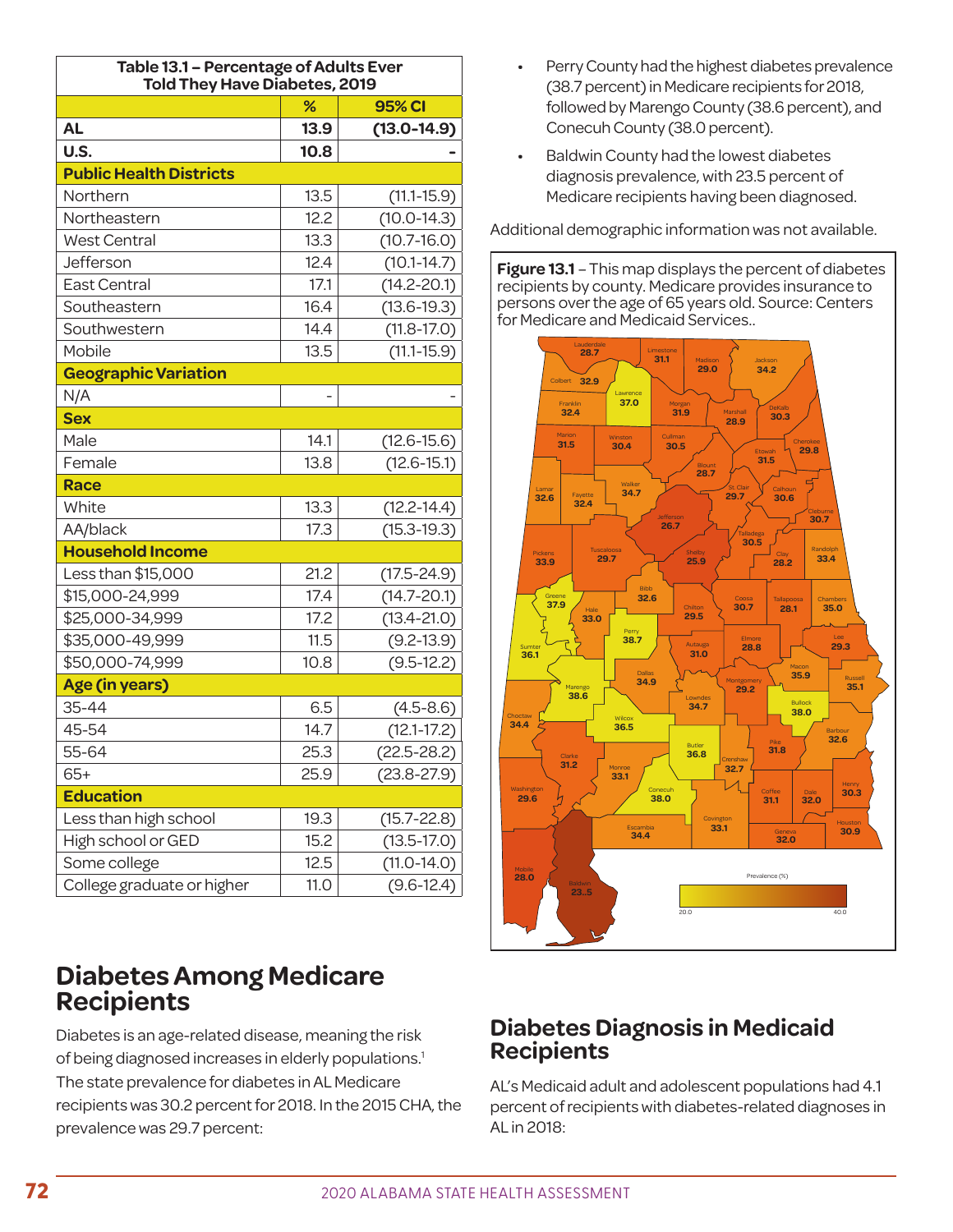| Table 13.1 – Percentage of Adults Ever Told They Have Diabetes, 2019 | | |
|---|---|---|
| | % | 95% CI |
| **AL** | **13.9** | **(13.0-14.9)** |
| **U.S.** | **10.8** | **-** |
| **Public Health Districts** | | |
| Northern | 13.5 | (11.1-15.9) |
| Northeastern | 12.2 | (10.0-14.3) |
| West Central | 13.3 | (10.7-16.0) |
| Jefferson | 12.4 | (10.1-14.7) |
| East Central | 17.1 | (14.2-20.1) |
| Southeastern | 16.4 | (13.6-19.3) |
| Southwestern | 14.4 | (11.8-17.0) |
| Mobile | 13.5 | (11.1-15.9) |
| **Geographic Variation** | | |
| N/A | - | - |
| **Sex** | | |
| Male | 14.1 | (12.6-15.6) |
| Female | 13.8 | (12.6-15.1) |
| **Race** | | |
| White | 13.3 | (12.2-14.4) |
| AA/black | 17.3 | (15.3-19.3) |
| **Household Income** | | |
| Less than $15,000 | 21.2 | (17.5-24.9) |
| $15,000-24,999 | 17.4 | (14.7-20.1) |
| $25,000-34,999 | 17.2 | (13.4-21.0) |
| $35,000-49,999 | 11.5 | (9.2-13.9) |
| $50,000-74,999 | 10.8 | (9.5-12.2) |
| **Age (in years)** | | |
| 35-44 | 6.5 | (4.5-8.6) |
| 45-54 | 14.7 | (12.1-17.2) |
| 55-64 | 25.3 | (22.5-28.2) |
| 65+ | 25.9 | (23.8-27.9) |
| **Education** | | |
| Less than high school | 19.3 | (15.7-22.8) |
| High school or GED | 15.2 | (13.5-17.0) |
| Some college | 12.5 | (11.0-14.0) |
| College graduate or higher | 11.0 | (9.6-12.4) |

## Diabetes Among Medicare Recipients

Diabetes is an age-related disease, meaning the risk of being diagnosed increases in elderly populations.[1] The state prevalence for diabetes in AL Medicare recipients was 30.2 percent for 2018. In the 2015 CHA, the prevalence was 29.7 percent:

- Perry County had the highest diabetes prevalence (38.7 percent) in Medicare recipients for 2018, followed by Marengo County (38.6 percent), and Conecuh County (38.0 percent).
- Baldwin County had the lowest diabetes diagnosis prevalence, with 23.5 percent of Medicare recipients having been diagnosed.

Additional demographic information was not available.

**Figure 13.1** – This map displays the percent of diabetes recipients by county. Medicare provides insurance to persons over the age of 65 years old. Source: Centers for Medicare and Medicaid Services..

## Diabetes Diagnosis in Medicaid Recipients

AL's Medicaid adult and adolescent populations had 4.1 percent of recipients with diabetes-related diagnoses in AL in 2018: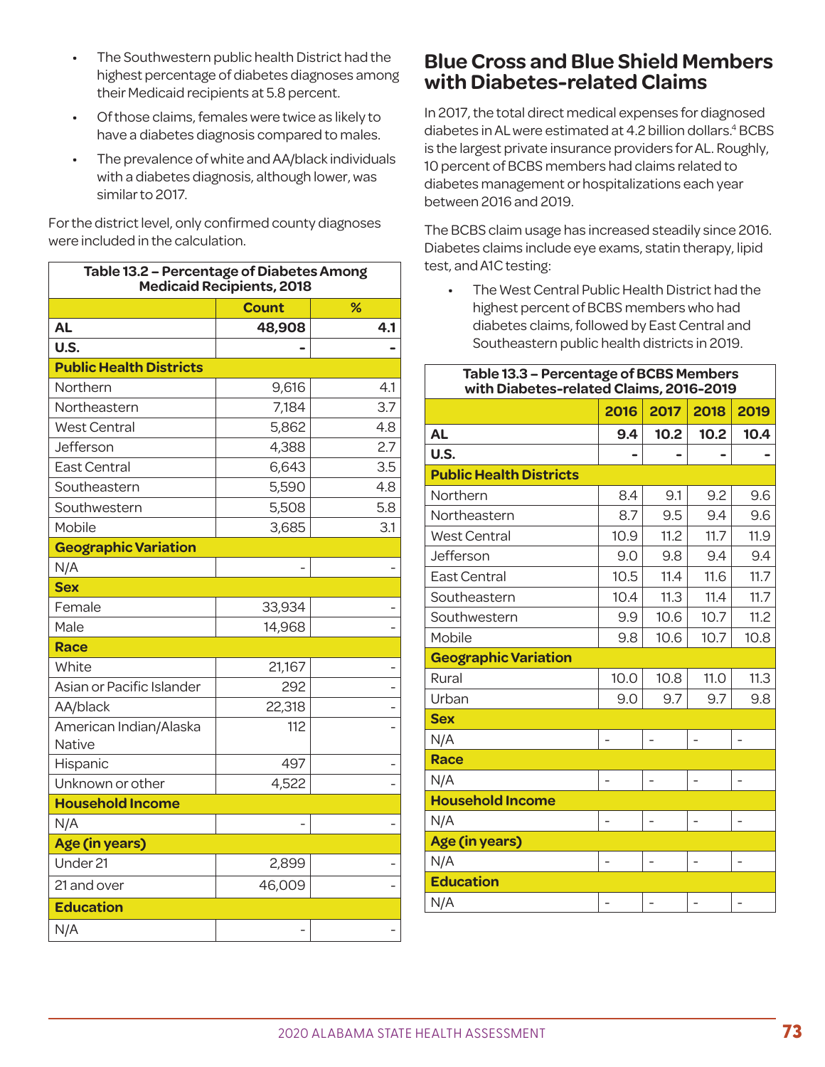- The Southwestern public health District had the highest percentage of diabetes diagnoses among their Medicaid recipients at 5.8 percent.
- Of those claims, females were twice as likely to have a diabetes diagnosis compared to males.
- The prevalence of white and AA/black individuals with a diabetes diagnosis, although lower, was similar to 2017.

For the district level, only confirmed county diagnoses were included in the calculation.

**Table 13.2 – Percentage of Diabetes Among Medicaid Recipients, 2018**

| | Count | % |
|---|---|---|
| **AL** | **48,908** | **4.1** |
| **U.S.** | **-** | **-** |
| **Public Health Districts** | | |
| Northern | 9,616 | 4.1 |
| Northeastern | 7,184 | 3.7 |
| West Central | 5,862 | 4.8 |
| Jefferson | 4,388 | 2.7 |
| East Central | 6,643 | 3.5 |
| Southeastern | 5,590 | 4.8 |
| Southwestern | 5,508 | 5.8 |
| Mobile | 3,685 | 3.1 |
| **Geographic Variation** | | |
| N/A | - | - |
| **Sex** | | |
| Female | 33,934 | - |
| Male | 14,968 | - |
| **Race** | | |
| White | 21,167 | - |
| Asian or Pacific Islander | 292 | - |
| AA/black | 22,318 | - |
| American Indian/Alaska Native | 112 | - |
| Hispanic | 497 | - |
| Unknown or other | 4,522 | - |
| **Household Income** | | |
| N/A | - | - |
| **Age (in years)** | | |
| Under 21 | 2,899 | - |
| 21 and over | 46,009 | - |
| **Education** | | |
| N/A | - | - |

## Blue Cross and Blue Shield Members with Diabetes-related Claims

In 2017, the total direct medical expenses for diagnosed diabetes in AL were estimated at 4.2 billion dollars.[4] BCBS is the largest private insurance providers for AL. Roughly, 10 percent of BCBS members had claims related to diabetes management or hospitalizations each year between 2016 and 2019.

The BCBS claim usage has increased steadily since 2016. Diabetes claims include eye exams, statin therapy, lipid test, and A1C testing:

- The West Central Public Health District had the highest percent of BCBS members who had diabetes claims, followed by East Central and Southeastern public health districts in 2019.

**Table 13.3 – Percentage of BCBS Members with Diabetes-related Claims, 2016-2019**

| | 2016 | 2017 | 2018 | 2019 |
|---|---|---|---|---|
| **AL** | **9.4** | **10.2** | **10.2** | **10.4** |
| **U.S.** | **-** | **-** | **-** | **-** |
| **Public Health Districts** | | | | |
| Northern | 8.4 | 9.1 | 9.2 | 9.6 |
| Northeastern | 8.7 | 9.5 | 9.4 | 9.6 |
| West Central | 10.9 | 11.2 | 11.7 | 11.9 |
| Jefferson | 9.0 | 9.8 | 9.4 | 9.4 |
| East Central | 10.5 | 11.4 | 11.6 | 11.7 |
| Southeastern | 10.4 | 11.3 | 11.4 | 11.7 |
| Southwestern | 9.9 | 10.6 | 10.7 | 11.2 |
| Mobile | 9.8 | 10.6 | 10.7 | 10.8 |
| **Geographic Variation** | | | | |
| Rural | 10.0 | 10.8 | 11.0 | 11.3 |
| Urban | 9.0 | 9.7 | 9.7 | 9.8 |
| **Sex** | | | | |
| N/A | - | - | - | - |
| **Race** | | | | |
| N/A | - | - | - | - |
| **Household Income** | | | | |
| N/A | - | - | - | - |
| **Age (in years)** | | | | |
| N/A | - | - | - | - |
| **Education** | | | | |
| N/A | - | - | - | - |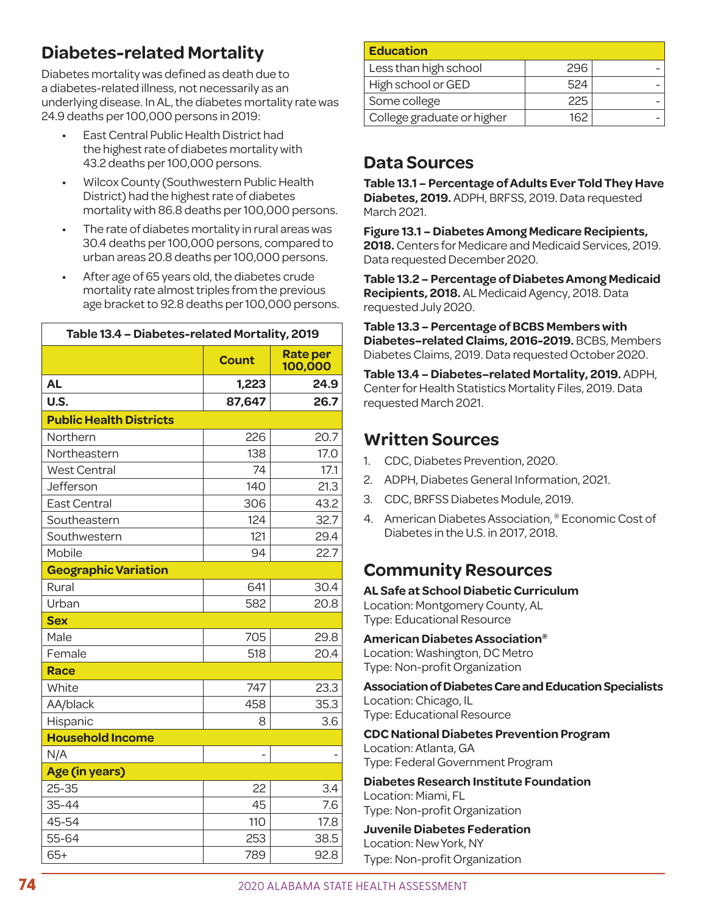## Diabetes-related Mortality

Diabetes mortality was defined as death due to a diabetes-related illness, not necessarily as an underlying disease. In AL, the diabetes mortality rate was 24.9 deaths per 100,000 persons in 2019:

- East Central Public Health District had the highest rate of diabetes mortality with 43.2 deaths per 100,000 persons.
- Wilcox County (Southwestern Public Health District) had the highest rate of diabetes mortality with 86.8 deaths per 100,000 persons.
- The rate of diabetes mortality in rural areas was 30.4 deaths per 100,000 persons, compared to urban areas 20.8 deaths per 100,000 persons.
- After age of 65 years old, the diabetes crude mortality rate almost triples from the previous age bracket to 92.8 deaths per 100,000 persons.

**Table 13.4 – Diabetes-related Mortality, 2019**

| | Count | Rate per 100,000 |
|---|---|---|
| **AL** | **1,223** | **24.9** |
| **U.S.** | **87,647** | **26.7** |
| **Public Health Districts** | | |
| Northern | 226 | 20.7 |
| Northeastern | 138 | 17.0 |
| West Central | 74 | 17.1 |
| Jefferson | 140 | 21.3 |
| East Central | 306 | 43.2 |
| Southeastern | 124 | 32.7 |
| Southwestern | 121 | 29.4 |
| Mobile | 94 | 22.7 |
| **Geographic Variation** | | |
| Rural | 641 | 30.4 |
| Urban | 582 | 20.8 |
| **Sex** | | |
| Male | 705 | 29.8 |
| Female | 518 | 20.4 |
| **Race** | | |
| White | 747 | 23.3 |
| AA/black | 458 | 35.3 |
| Hispanic | 8 | 3.6 |
| **Household Income** | | |
| N/A | - | - |
| **Age (in years)** | | |
| 25-35 | 22 | 3.4 |
| 35-44 | 45 | 7.6 |
| 45-54 | 110 | 17.8 |
| 55-64 | 253 | 38.5 |
| 65+ | 789 | 92.8 |
| **Education** | | |
| Less than high school | 296 | - |
| High school or GED | 524 | - |
| Some college | 225 | - |
| College graduate or higher | 162 | - |

## Data Sources

**Table 13.1 – Percentage of Adults Ever Told They Have Diabetes, 2019.** ADPH, BRFSS, 2019. Data requested March 2021.

**Figure 13.1 – Diabetes Among Medicare Recipients, 2018.** Centers for Medicare and Medicaid Services, 2019. Data requested December 2020.

**Table 13.2 – Percentage of Diabetes Among Medicaid Recipients, 2018.** AL Medicaid Agency, 2018. Data requested July 2020.

**Table 13.3 – Percentage of BCBS Members with Diabetes–related Claims, 2016-2019.** BCBS, Members Diabetes Claims, 2019. Data requested October 2020.

**Table 13.4 – Diabetes–related Mortality, 2019.** ADPH, Center for Health Statistics Mortality Files, 2019. Data requested March 2021.

## Written Sources

1. CDC, Diabetes Prevention, 2020.
2. ADPH, Diabetes General Information, 2021.
3. CDC, BRFSS Diabetes Module, 2019.
4. American Diabetes Association,® Economic Cost of Diabetes in the U.S. in 2017, 2018.

## Community Resources

**AL Safe at School Diabetic Curriculum**
Location: Montgomery County, AL
Type: Educational Resource

**American Diabetes Association®**
Location: Washington, DC Metro
Type: Non-profit Organization

**Association of Diabetes Care and Education Specialists**
Location: Chicago, IL
Type: Educational Resource

**CDC National Diabetes Prevention Program**
Location: Atlanta, GA
Type: Federal Government Program

**Diabetes Research Institute Foundation**
Location: Miami, FL
Type: Non-profit Organization

**Juvenile Diabetes Federation**
Location: New York, NY
Type: Non-profit Organization